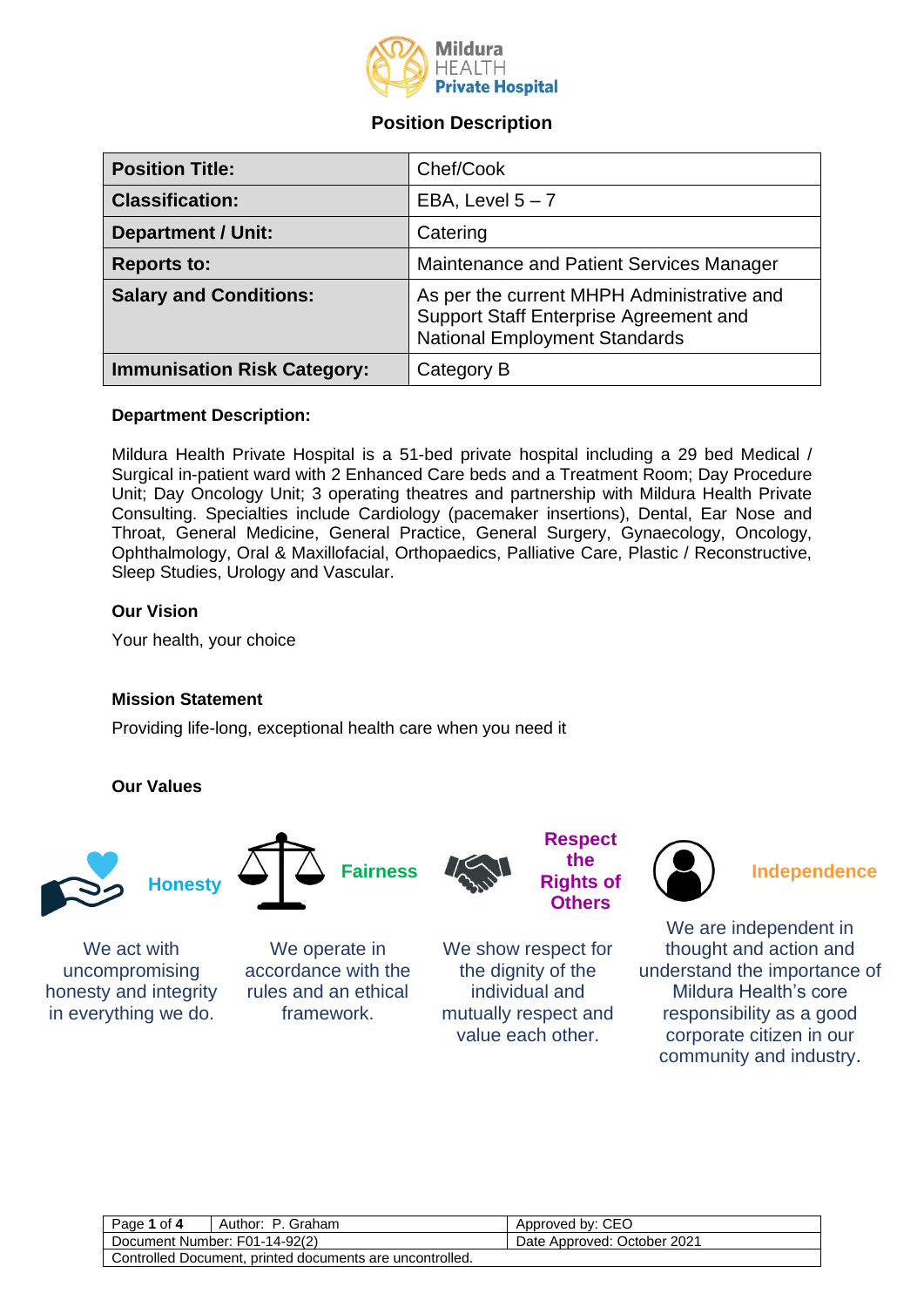# Position Description

| Position Title: | Chef/Cook |
|---|---|
| Classification: | EBA, Level 5 – 7 |
| Department / Unit: | Catering |
| Reports to: | Maintenance and Patient Services Manager |
| Salary and Conditions: | As per the current MHPH Administrative and Support Staff Enterprise Agreement and National Employment Standards |
| Immunisation Risk Category: | Category B |

**Department Description:**

Mildura Health Private Hospital is a 51-bed private hospital including a 29 bed Medical / Surgical in-patient ward with 2 Enhanced Care beds and a Treatment Room; Day Procedure Unit; Day Oncology Unit; 3 operating theatres and partnership with Mildura Health Private Consulting. Specialties include Cardiology (pacemaker insertions), Dental, Ear Nose and Throat, General Medicine, General Practice, General Surgery, Gynaecology, Oncology, Ophthalmology, Oral & Maxillofacial, Orthopaedics, Palliative Care, Plastic / Reconstructive, Sleep Studies, Urology and Vascular.

**Our Vision**

Your health, your choice

**Mission Statement**

Providing life-long, exceptional health care when you need it

**Our Values**

**Honesty**

We act with uncompromising honesty and integrity in everything we do.

**Fairness**

We operate in accordance with the rules and an ethical framework.

**Respect the Rights of Others**

We show respect for the dignity of the individual and mutually respect and value each other.

**Independence**

We are independent in thought and action and understand the importance of Mildura Health's core responsibility as a good corporate citizen in our community and industry.

| Author: P. Graham | Approved by: CEO |
|---|---|
| Document Number: F01-14-92(2) | Date Approved: October 2021 |
| Controlled Document, printed documents are uncontrolled. | |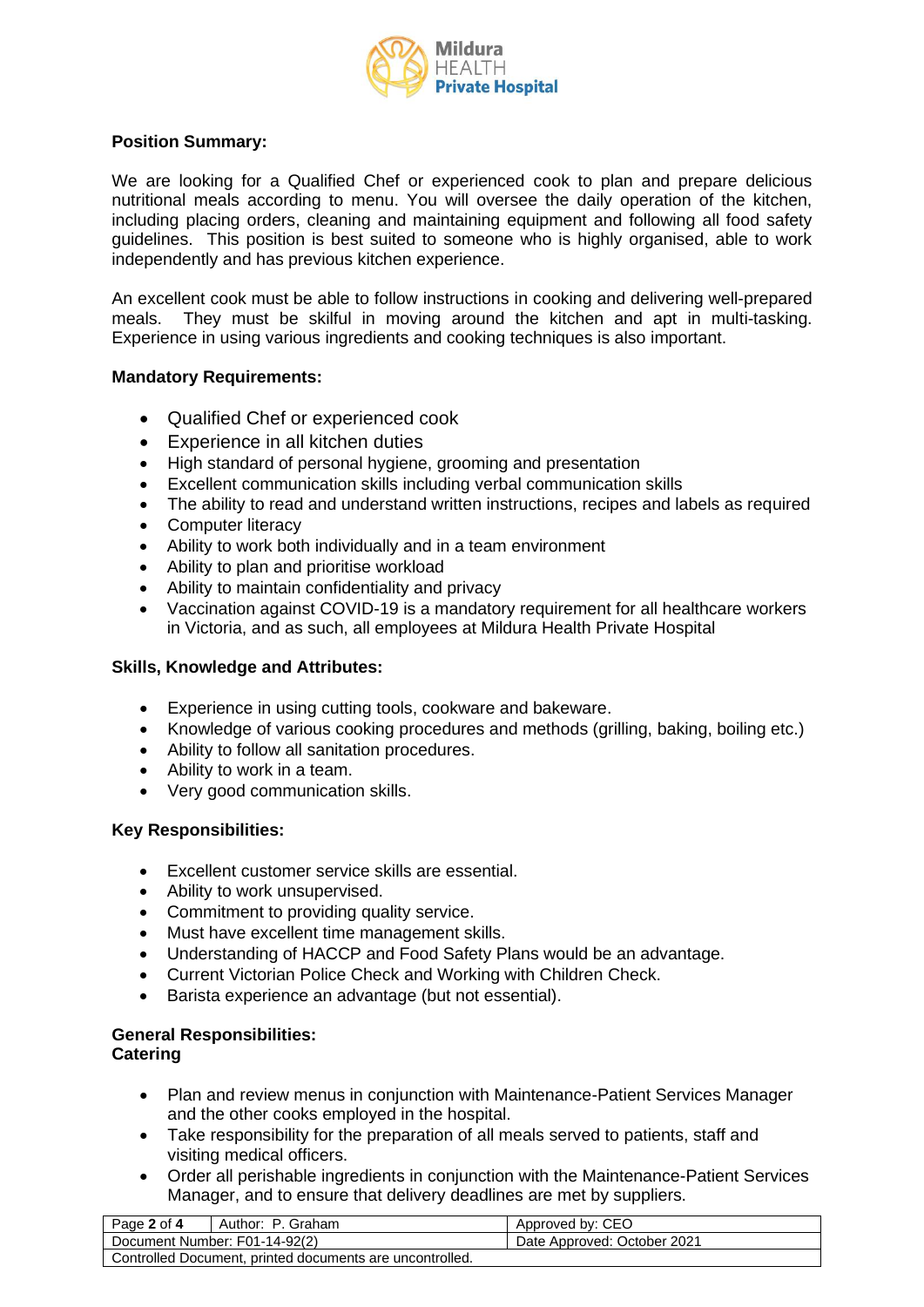**Position Summary:**

We are looking for a Qualified Chef or experienced cook to plan and prepare delicious nutritional meals according to menu. You will oversee the daily operation of the kitchen, including placing orders, cleaning and maintaining equipment and following all food safety guidelines. This position is best suited to someone who is highly organised, able to work independently and has previous kitchen experience.

An excellent cook must be able to follow instructions in cooking and delivering well-prepared meals. They must be skilful in moving around the kitchen and apt in multi-tasking. Experience in using various ingredients and cooking techniques is also important.

**Mandatory Requirements:**

- Qualified Chef or experienced cook
- Experience in all kitchen duties
- High standard of personal hygiene, grooming and presentation
- Excellent communication skills including verbal communication skills
- The ability to read and understand written instructions, recipes and labels as required
- Computer literacy
- Ability to work both individually and in a team environment
- Ability to plan and prioritise workload
- Ability to maintain confidentiality and privacy
- Vaccination against COVID-19 is a mandatory requirement for all healthcare workers in Victoria, and as such, all employees at Mildura Health Private Hospital

**Skills, Knowledge and Attributes:**

- Experience in using cutting tools, cookware and bakeware.
- Knowledge of various cooking procedures and methods (grilling, baking, boiling etc.)
- Ability to follow all sanitation procedures.
- Ability to work in a team.
- Very good communication skills.

**Key Responsibilities:**

- Excellent customer service skills are essential.
- Ability to work unsupervised.
- Commitment to providing quality service.
- Must have excellent time management skills.
- Understanding of HACCP and Food Safety Plans would be an advantage.
- Current Victorian Police Check and Working with Children Check.
- Barista experience an advantage (but not essential).

**General Responsibilities:**
**Catering**

- Plan and review menus in conjunction with Maintenance-Patient Services Manager and the other cooks employed in the hospital.
- Take responsibility for the preparation of all meals served to patients, staff and visiting medical officers.
- Order all perishable ingredients in conjunction with the Maintenance-Patient Services Manager, and to ensure that delivery deadlines are met by suppliers.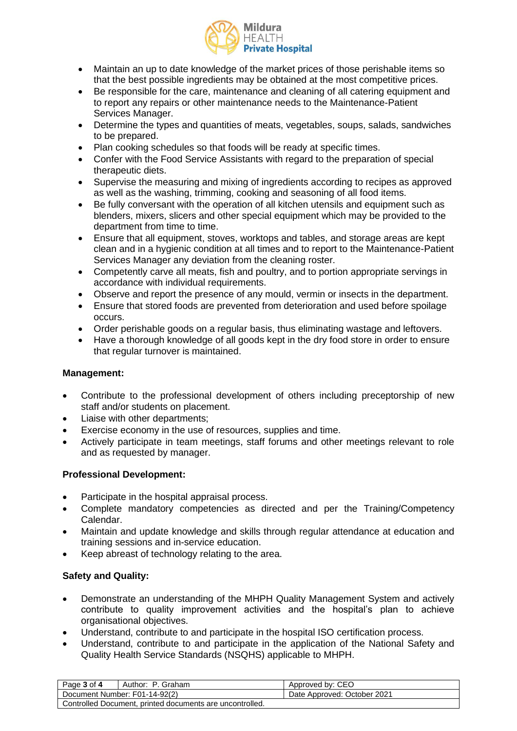- Maintain an up to date knowledge of the market prices of those perishable items so that the best possible ingredients may be obtained at the most competitive prices.
- Be responsible for the care, maintenance and cleaning of all catering equipment and to report any repairs or other maintenance needs to the Maintenance-Patient Services Manager.
- Determine the types and quantities of meats, vegetables, soups, salads, sandwiches to be prepared.
- Plan cooking schedules so that foods will be ready at specific times.
- Confer with the Food Service Assistants with regard to the preparation of special therapeutic diets.
- Supervise the measuring and mixing of ingredients according to recipes as approved as well as the washing, trimming, cooking and seasoning of all food items.
- Be fully conversant with the operation of all kitchen utensils and equipment such as blenders, mixers, slicers and other special equipment which may be provided to the department from time to time.
- Ensure that all equipment, stoves, worktops and tables, and storage areas are kept clean and in a hygienic condition at all times and to report to the Maintenance-Patient Services Manager any deviation from the cleaning roster.
- Competently carve all meats, fish and poultry, and to portion appropriate servings in accordance with individual requirements.
- Observe and report the presence of any mould, vermin or insects in the department.
- Ensure that stored foods are prevented from deterioration and used before spoilage occurs.
- Order perishable goods on a regular basis, thus eliminating wastage and leftovers.
- Have a thorough knowledge of all goods kept in the dry food store in order to ensure that regular turnover is maintained.

**Management:**

- Contribute to the professional development of others including preceptorship of new staff and/or students on placement.
- Liaise with other departments;
- Exercise economy in the use of resources, supplies and time.
- Actively participate in team meetings, staff forums and other meetings relevant to role and as requested by manager.

**Professional Development:**

- Participate in the hospital appraisal process.
- Complete mandatory competencies as directed and per the Training/Competency Calendar.
- Maintain and update knowledge and skills through regular attendance at education and training sessions and in-service education.
- Keep abreast of technology relating to the area.

**Safety and Quality:**

- Demonstrate an understanding of the MHPH Quality Management System and actively contribute to quality improvement activities and the hospital's plan to achieve organisational objectives.
- Understand, contribute to and participate in the hospital ISO certification process.
- Understand, contribute to and participate in the application of the National Safety and Quality Health Service Standards (NSQHS) applicable to MHPH.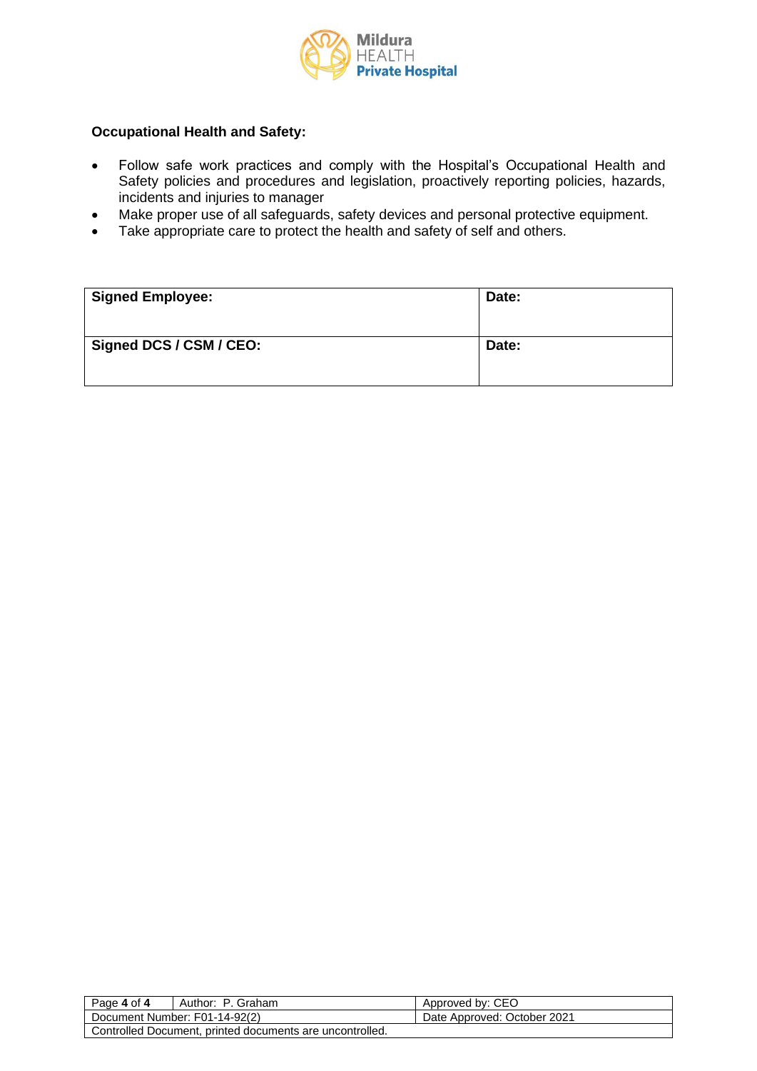**Occupational Health and Safety:**

- Follow safe work practices and comply with the Hospital's Occupational Health and Safety policies and procedures and legislation, proactively reporting policies, hazards, incidents and injuries to manager
- Make proper use of all safeguards, safety devices and personal protective equipment.
- Take appropriate care to protect the health and safety of self and others.

| | |
|---|---|
| **Signed Employee:** | **Date:** |
| **Signed DCS / CSM / CEO:** | **Date:** |